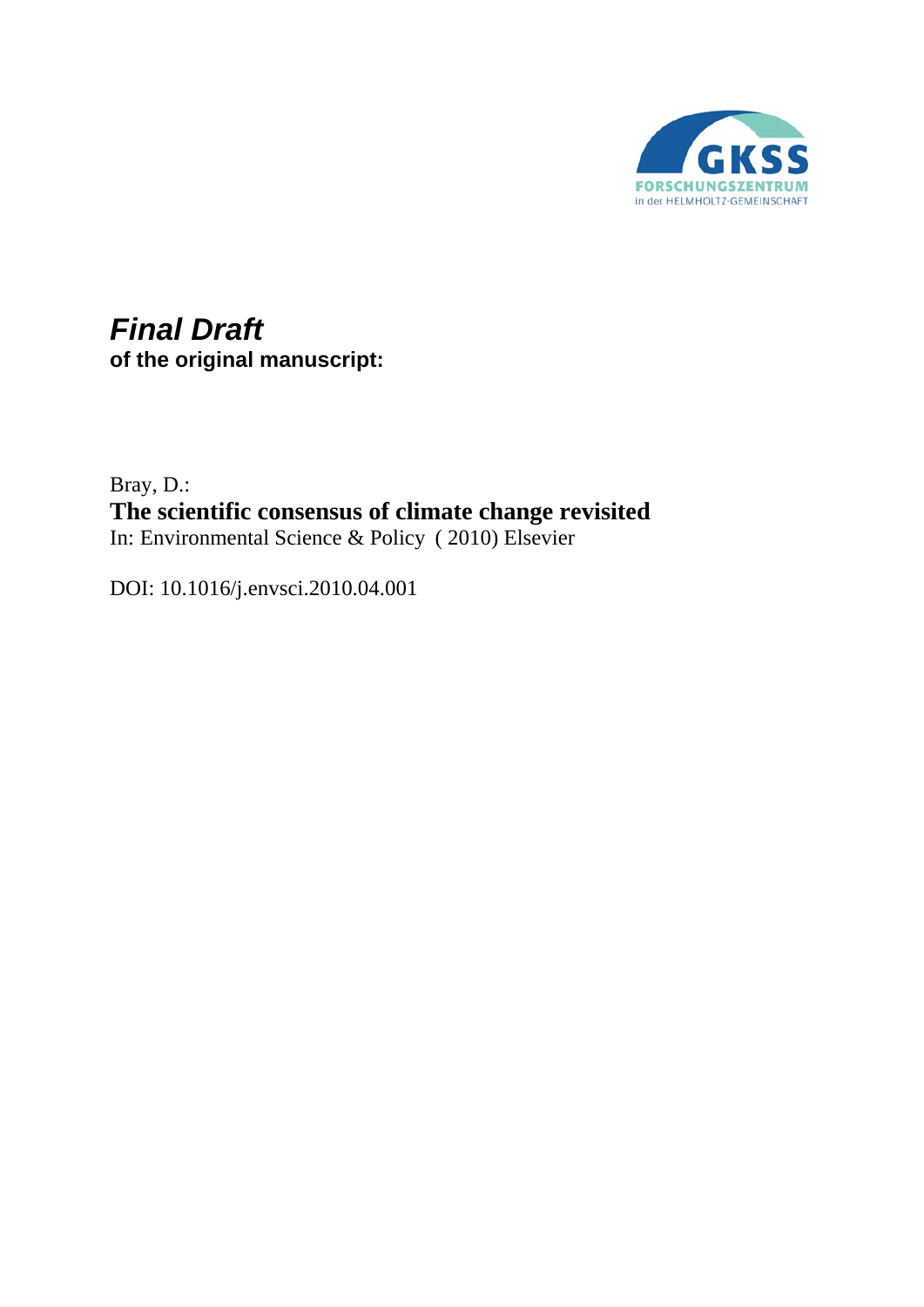GKSS
FORSCHUNGSZENTRUM
in der HELMHOLTZ-GEMEINSCHAFT

***Final Draft***
**of the original manuscript:**

Bray, D.:
**The scientific consensus of climate change revisited**
In: Environmental Science & Policy ( 2010) Elsevier

DOI: 10.1016/j.envsci.2010.04.001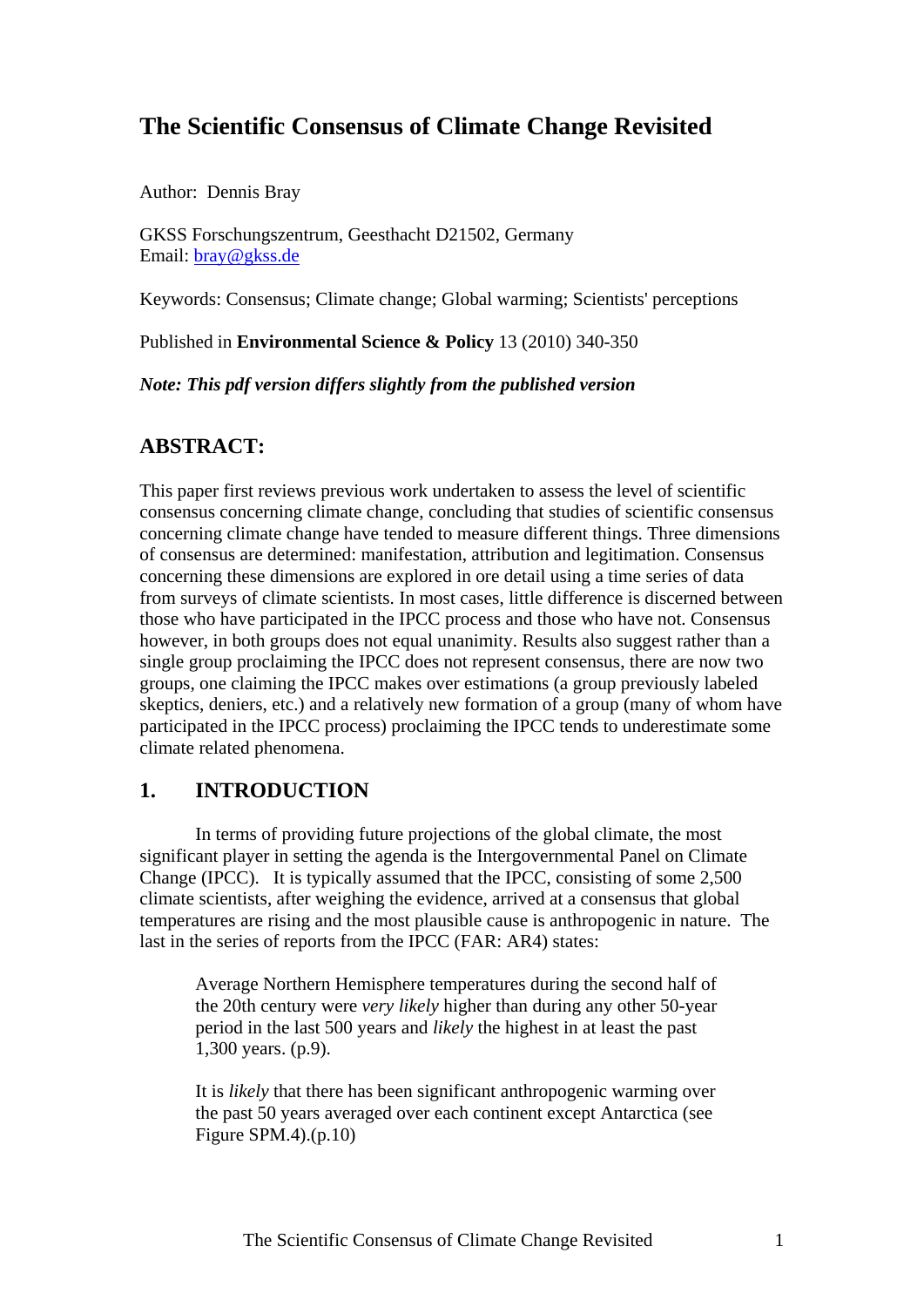# The Scientific Consensus of Climate Change Revisited

Author: Dennis Bray

GKSS Forschungszentrum, Geesthacht D21502, Germany
Email: bray@gkss.de

Keywords: Consensus; Climate change; Global warming; Scientists' perceptions

Published in **Environmental Science & Policy** 13 (2010) 340-350

***Note: This pdf version differs slightly from the published version***

## ABSTRACT:

This paper first reviews previous work undertaken to assess the level of scientific consensus concerning climate change, concluding that studies of scientific consensus concerning climate change have tended to measure different things. Three dimensions of consensus are determined: manifestation, attribution and legitimation. Consensus concerning these dimensions are explored in ore detail using a time series of data from surveys of climate scientists. In most cases, little difference is discerned between those who have participated in the IPCC process and those who have not. Consensus however, in both groups does not equal unanimity. Results also suggest rather than a single group proclaiming the IPCC does not represent consensus, there are now two groups, one claiming the IPCC makes over estimations (a group previously labeled skeptics, deniers, etc.) and a relatively new formation of a group (many of whom have participated in the IPCC process) proclaiming the IPCC tends to underestimate some climate related phenomena.

## 1. INTRODUCTION

In terms of providing future projections of the global climate, the most significant player in setting the agenda is the Intergovernmental Panel on Climate Change (IPCC). It is typically assumed that the IPCC, consisting of some 2,500 climate scientists, after weighing the evidence, arrived at a consensus that global temperatures are rising and the most plausible cause is anthropogenic in nature. The last in the series of reports from the IPCC (FAR: AR4) states:

> Average Northern Hemisphere temperatures during the second half of the 20th century were *very likely* higher than during any other 50-year period in the last 500 years and *likely* the highest in at least the past 1,300 years. (p.9).
>
> It is *likely* that there has been significant anthropogenic warming over the past 50 years averaged over each continent except Antarctica (see Figure SPM.4).(p.10)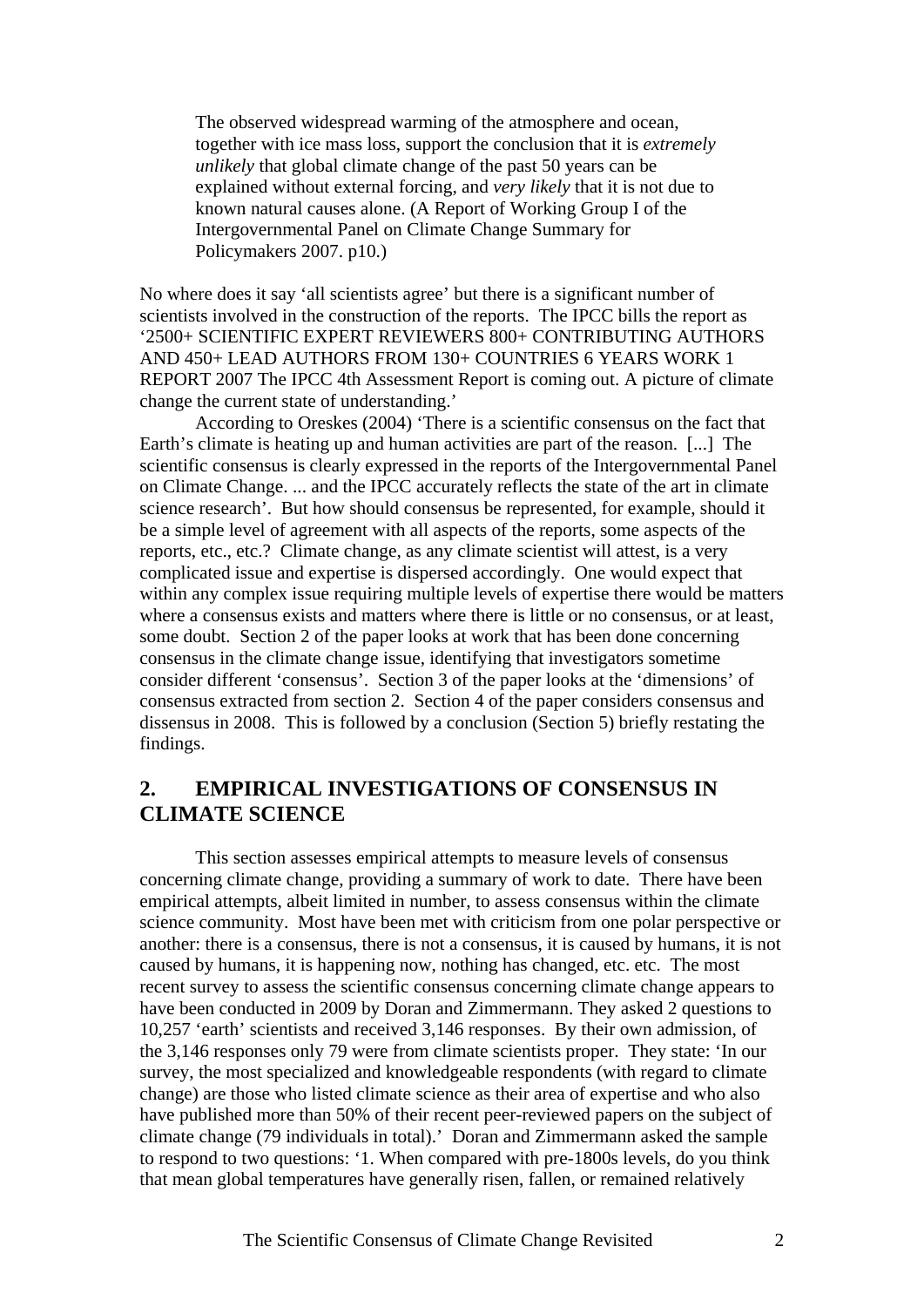> The observed widespread warming of the atmosphere and ocean, together with ice mass loss, support the conclusion that it is *extremely unlikely* that global climate change of the past 50 years can be explained without external forcing, and *very likely* that it is not due to known natural causes alone. (A Report of Working Group I of the Intergovernmental Panel on Climate Change Summary for Policymakers 2007. p10.)

No where does it say 'all scientists agree' but there is a significant number of scientists involved in the construction of the reports. The IPCC bills the report as '2500+ SCIENTIFIC EXPERT REVIEWERS 800+ CONTRIBUTING AUTHORS AND 450+ LEAD AUTHORS FROM 130+ COUNTRIES 6 YEARS WORK 1 REPORT 2007 The IPCC 4th Assessment Report is coming out. A picture of climate change the current state of understanding.'

According to Oreskes (2004) 'There is a scientific consensus on the fact that Earth's climate is heating up and human activities are part of the reason. [...] The scientific consensus is clearly expressed in the reports of the Intergovernmental Panel on Climate Change. ... and the IPCC accurately reflects the state of the art in climate science research'. But how should consensus be represented, for example, should it be a simple level of agreement with all aspects of the reports, some aspects of the reports, etc., etc.? Climate change, as any climate scientist will attest, is a very complicated issue and expertise is dispersed accordingly. One would expect that within any complex issue requiring multiple levels of expertise there would be matters where a consensus exists and matters where there is little or no consensus, or at least, some doubt. Section 2 of the paper looks at work that has been done concerning consensus in the climate change issue, identifying that investigators sometime consider different 'consensus'. Section 3 of the paper looks at the 'dimensions' of consensus extracted from section 2. Section 4 of the paper considers consensus and dissensus in 2008. This is followed by a conclusion (Section 5) briefly restating the findings.

## 2. EMPIRICAL INVESTIGATIONS OF CONSENSUS IN CLIMATE SCIENCE

This section assesses empirical attempts to measure levels of consensus concerning climate change, providing a summary of work to date. There have been empirical attempts, albeit limited in number, to assess consensus within the climate science community. Most have been met with criticism from one polar perspective or another: there is a consensus, there is not a consensus, it is caused by humans, it is not caused by humans, it is happening now, nothing has changed, etc. etc. The most recent survey to assess the scientific consensus concerning climate change appears to have been conducted in 2009 by Doran and Zimmermann. They asked 2 questions to 10,257 'earth' scientists and received 3,146 responses. By their own admission, of the 3,146 responses only 79 were from climate scientists proper. They state: 'In our survey, the most specialized and knowledgeable respondents (with regard to climate change) are those who listed climate science as their area of expertise and who also have published more than 50% of their recent peer-reviewed papers on the subject of climate change (79 individuals in total).' Doran and Zimmermann asked the sample to respond to two questions: '1. When compared with pre-1800s levels, do you think that mean global temperatures have generally risen, fallen, or remained relatively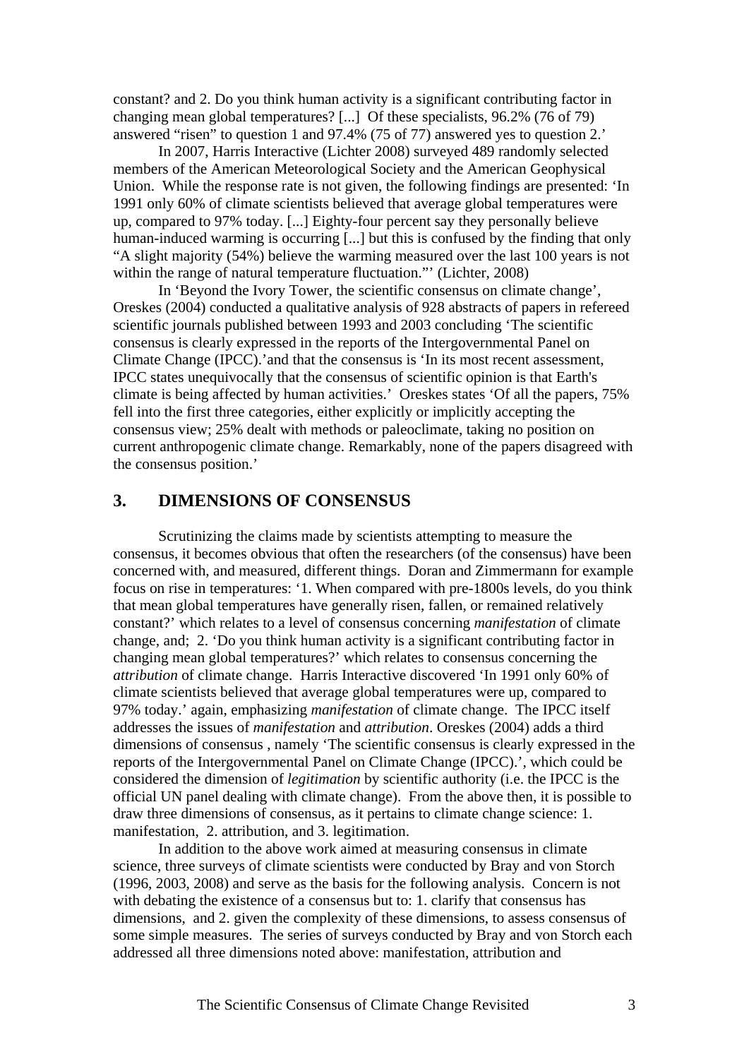constant? and 2. Do you think human activity is a significant contributing factor in changing mean global temperatures? [...] Of these specialists, 96.2% (76 of 79) answered "risen" to question 1 and 97.4% (75 of 77) answered yes to question 2.'

In 2007, Harris Interactive (Lichter 2008) surveyed 489 randomly selected members of the American Meteorological Society and the American Geophysical Union. While the response rate is not given, the following findings are presented: 'In 1991 only 60% of climate scientists believed that average global temperatures were up, compared to 97% today. [...] Eighty-four percent say they personally believe human-induced warming is occurring [...] but this is confused by the finding that only "A slight majority (54%) believe the warming measured over the last 100 years is not within the range of natural temperature fluctuation."' (Lichter, 2008)

In 'Beyond the Ivory Tower, the scientific consensus on climate change', Oreskes (2004) conducted a qualitative analysis of 928 abstracts of papers in refereed scientific journals published between 1993 and 2003 concluding 'The scientific consensus is clearly expressed in the reports of the Intergovernmental Panel on Climate Change (IPCC).'and that the consensus is 'In its most recent assessment, IPCC states unequivocally that the consensus of scientific opinion is that Earth's climate is being affected by human activities.' Oreskes states 'Of all the papers, 75% fell into the first three categories, either explicitly or implicitly accepting the consensus view; 25% dealt with methods or paleoclimate, taking no position on current anthropogenic climate change. Remarkably, none of the papers disagreed with the consensus position.'

## 3. DIMENSIONS OF CONSENSUS

Scrutinizing the claims made by scientists attempting to measure the consensus, it becomes obvious that often the researchers (of the consensus) have been concerned with, and measured, different things. Doran and Zimmermann for example focus on rise in temperatures: '1. When compared with pre-1800s levels, do you think that mean global temperatures have generally risen, fallen, or remained relatively constant?' which relates to a level of consensus concerning *manifestation* of climate change, and; 2. 'Do you think human activity is a significant contributing factor in changing mean global temperatures?' which relates to consensus concerning the *attribution* of climate change. Harris Interactive discovered 'In 1991 only 60% of climate scientists believed that average global temperatures were up, compared to 97% today.' again, emphasizing *manifestation* of climate change. The IPCC itself addresses the issues of *manifestation* and *attribution*. Oreskes (2004) adds a third dimensions of consensus , namely 'The scientific consensus is clearly expressed in the reports of the Intergovernmental Panel on Climate Change (IPCC).', which could be considered the dimension of *legitimation* by scientific authority (i.e. the IPCC is the official UN panel dealing with climate change). From the above then, it is possible to draw three dimensions of consensus, as it pertains to climate change science: 1. manifestation, 2. attribution, and 3. legitimation.

In addition to the above work aimed at measuring consensus in climate science, three surveys of climate scientists were conducted by Bray and von Storch (1996, 2003, 2008) and serve as the basis for the following analysis. Concern is not with debating the existence of a consensus but to: 1. clarify that consensus has dimensions, and 2. given the complexity of these dimensions, to assess consensus of some simple measures. The series of surveys conducted by Bray and von Storch each addressed all three dimensions noted above: manifestation, attribution and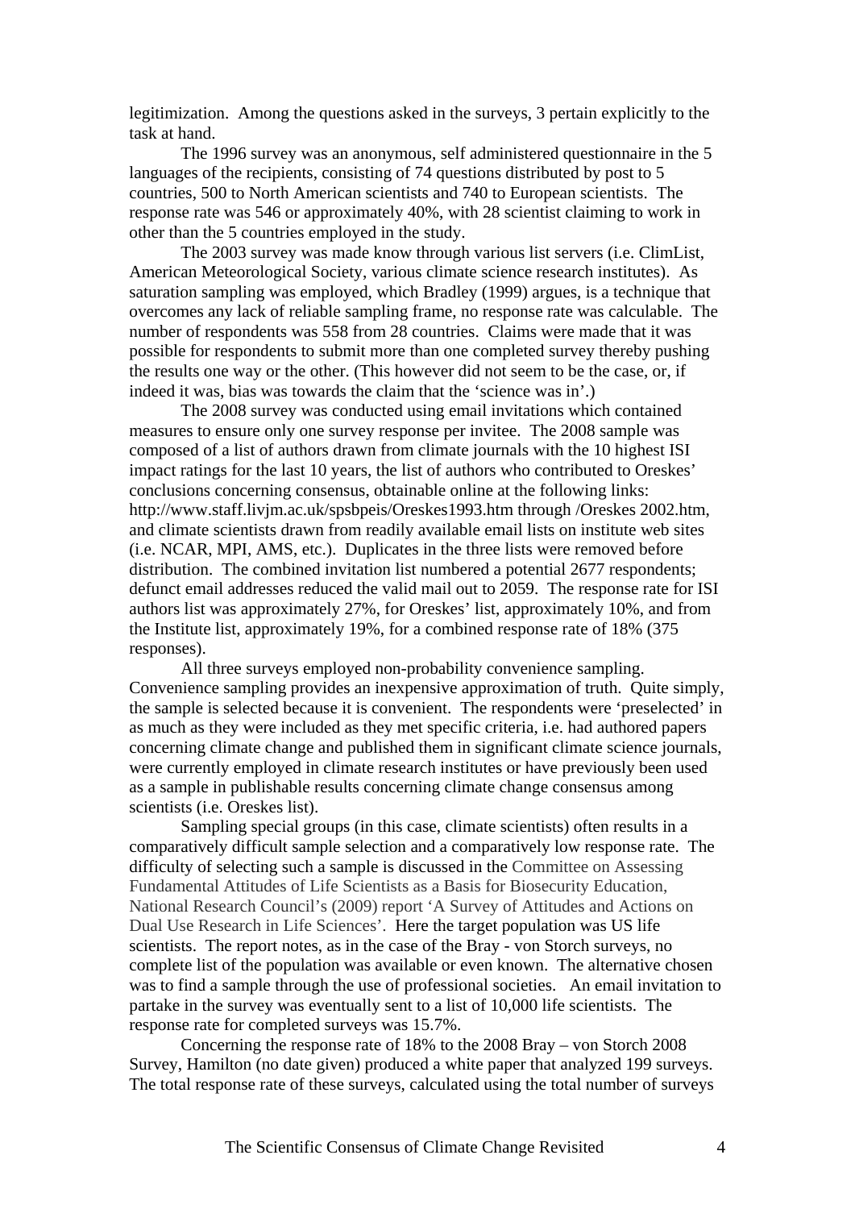legitimization. Among the questions asked in the surveys, 3 pertain explicitly to the task at hand.

The 1996 survey was an anonymous, self administered questionnaire in the 5 languages of the recipients, consisting of 74 questions distributed by post to 5 countries, 500 to North American scientists and 740 to European scientists. The response rate was 546 or approximately 40%, with 28 scientist claiming to work in other than the 5 countries employed in the study.

The 2003 survey was made know through various list servers (i.e. ClimList, American Meteorological Society, various climate science research institutes). As saturation sampling was employed, which Bradley (1999) argues, is a technique that overcomes any lack of reliable sampling frame, no response rate was calculable. The number of respondents was 558 from 28 countries. Claims were made that it was possible for respondents to submit more than one completed survey thereby pushing the results one way or the other. (This however did not seem to be the case, or, if indeed it was, bias was towards the claim that the 'science was in'.)

The 2008 survey was conducted using email invitations which contained measures to ensure only one survey response per invitee. The 2008 sample was composed of a list of authors drawn from climate journals with the 10 highest ISI impact ratings for the last 10 years, the list of authors who contributed to Oreskes' conclusions concerning consensus, obtainable online at the following links: http://www.staff.livjm.ac.uk/spsbpeis/Oreskes1993.htm through /Oreskes 2002.htm, and climate scientists drawn from readily available email lists on institute web sites (i.e. NCAR, MPI, AMS, etc.). Duplicates in the three lists were removed before distribution. The combined invitation list numbered a potential 2677 respondents; defunct email addresses reduced the valid mail out to 2059. The response rate for ISI authors list was approximately 27%, for Oreskes' list, approximately 10%, and from the Institute list, approximately 19%, for a combined response rate of 18% (375 responses).

All three surveys employed non-probability convenience sampling. Convenience sampling provides an inexpensive approximation of truth. Quite simply, the sample is selected because it is convenient. The respondents were 'preselected' in as much as they were included as they met specific criteria, i.e. had authored papers concerning climate change and published them in significant climate science journals, were currently employed in climate research institutes or have previously been used as a sample in publishable results concerning climate change consensus among scientists (i.e. Oreskes list).

Sampling special groups (in this case, climate scientists) often results in a comparatively difficult sample selection and a comparatively low response rate. The difficulty of selecting such a sample is discussed in the Committee on Assessing Fundamental Attitudes of Life Scientists as a Basis for Biosecurity Education, National Research Council's (2009) report 'A Survey of Attitudes and Actions on Dual Use Research in Life Sciences'. Here the target population was US life scientists. The report notes, as in the case of the Bray - von Storch surveys, no complete list of the population was available or even known. The alternative chosen was to find a sample through the use of professional societies. An email invitation to partake in the survey was eventually sent to a list of 10,000 life scientists. The response rate for completed surveys was 15.7%.

Concerning the response rate of 18% to the 2008 Bray – von Storch 2008 Survey, Hamilton (no date given) produced a white paper that analyzed 199 surveys. The total response rate of these surveys, calculated using the total number of surveys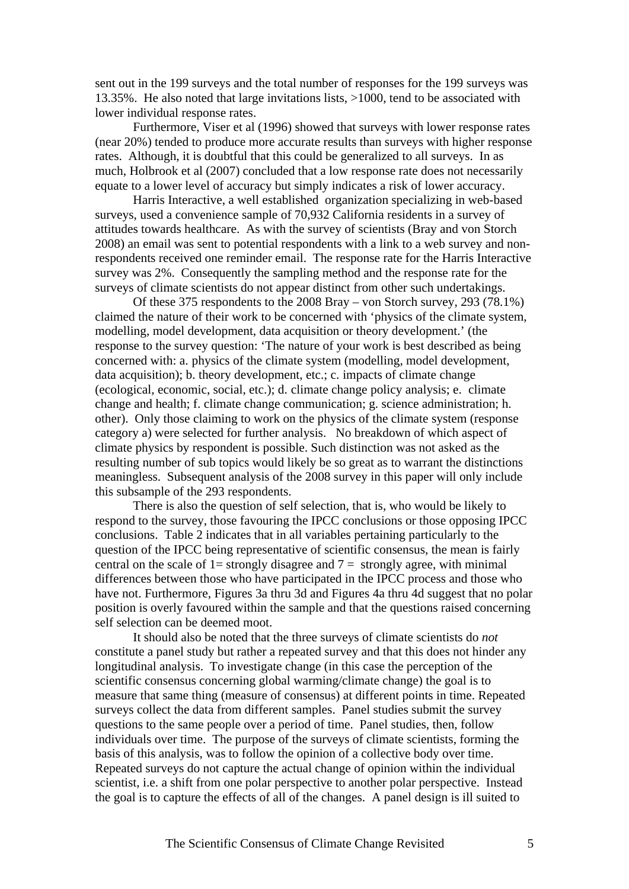sent out in the 199 surveys and the total number of responses for the 199 surveys was 13.35%. He also noted that large invitations lists, >1000, tend to be associated with lower individual response rates.

Furthermore, Viser et al (1996) showed that surveys with lower response rates (near 20%) tended to produce more accurate results than surveys with higher response rates. Although, it is doubtful that this could be generalized to all surveys. In as much, Holbrook et al (2007) concluded that a low response rate does not necessarily equate to a lower level of accuracy but simply indicates a risk of lower accuracy.

Harris Interactive, a well established organization specializing in web-based surveys, used a convenience sample of 70,932 California residents in a survey of attitudes towards healthcare. As with the survey of scientists (Bray and von Storch 2008) an email was sent to potential respondents with a link to a web survey and non-respondents received one reminder email. The response rate for the Harris Interactive survey was 2%. Consequently the sampling method and the response rate for the surveys of climate scientists do not appear distinct from other such undertakings.

Of these 375 respondents to the 2008 Bray – von Storch survey, 293 (78.1%) claimed the nature of their work to be concerned with 'physics of the climate system, modelling, model development, data acquisition or theory development.' (the response to the survey question: 'The nature of your work is best described as being concerned with: a. physics of the climate system (modelling, model development, data acquisition); b. theory development, etc.; c. impacts of climate change (ecological, economic, social, etc.); d. climate change policy analysis; e. climate change and health; f. climate change communication; g. science administration; h. other). Only those claiming to work on the physics of the climate system (response category a) were selected for further analysis. No breakdown of which aspect of climate physics by respondent is possible. Such distinction was not asked as the resulting number of sub topics would likely be so great as to warrant the distinctions meaningless. Subsequent analysis of the 2008 survey in this paper will only include this subsample of the 293 respondents.

There is also the question of self selection, that is, who would be likely to respond to the survey, those favouring the IPCC conclusions or those opposing IPCC conclusions. Table 2 indicates that in all variables pertaining particularly to the question of the IPCC being representative of scientific consensus, the mean is fairly central on the scale of 1= strongly disagree and 7 = strongly agree, with minimal differences between those who have participated in the IPCC process and those who have not. Furthermore, Figures 3a thru 3d and Figures 4a thru 4d suggest that no polar position is overly favoured within the sample and that the questions raised concerning self selection can be deemed moot.

It should also be noted that the three surveys of climate scientists do *not* constitute a panel study but rather a repeated survey and that this does not hinder any longitudinal analysis. To investigate change (in this case the perception of the scientific consensus concerning global warming/climate change) the goal is to measure that same thing (measure of consensus) at different points in time. Repeated surveys collect the data from different samples. Panel studies submit the survey questions to the same people over a period of time. Panel studies, then, follow individuals over time. The purpose of the surveys of climate scientists, forming the basis of this analysis, was to follow the opinion of a collective body over time. Repeated surveys do not capture the actual change of opinion within the individual scientist, i.e. a shift from one polar perspective to another polar perspective. Instead the goal is to capture the effects of all of the changes. A panel design is ill suited to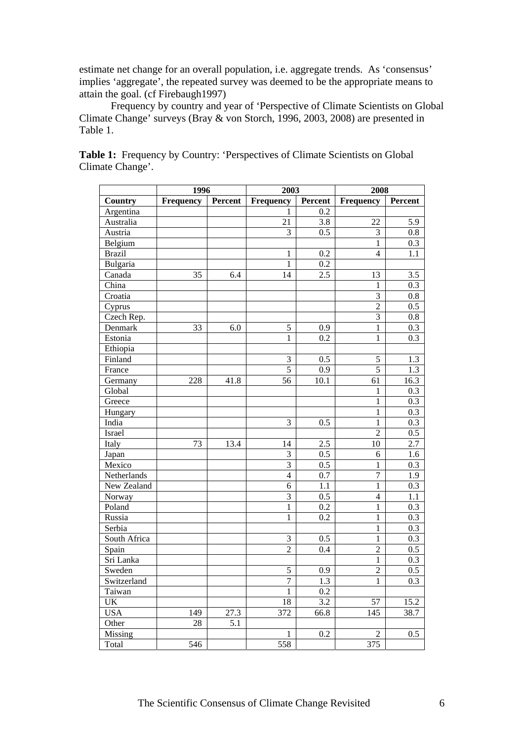estimate net change for an overall population, i.e. aggregate trends. As 'consensus' implies 'aggregate', the repeated survey was deemed to be the appropriate means to attain the goal. (cf Firebaugh1997)

Frequency by country and year of 'Perspective of Climate Scientists on Global Climate Change' surveys (Bray & von Storch, 1996, 2003, 2008) are presented in Table 1.

**Table 1:** Frequency by Country: 'Perspectives of Climate Scientists on Global Climate Change'.

| | 1996 | | 2003 | | 2008 | |
|---|---|---|---|---|---|---|
| **Country** | **Frequency** | **Percent** | **Frequency** | **Percent** | **Frequency** | **Percent** |
| Argentina | | | 1 | 0.2 | | |
| Australia | | | 21 | 3.8 | 22 | 5.9 |
| Austria | | | 3 | 0.5 | 3 | 0.8 |
| Belgium | | | | | 1 | 0.3 |
| Brazil | | | 1 | 0.2 | 4 | 1.1 |
| Bulgaria | | | 1 | 0.2 | | |
| Canada | 35 | 6.4 | 14 | 2.5 | 13 | 3.5 |
| China | | | | | 1 | 0.3 |
| Croatia | | | | | 3 | 0.8 |
| Cyprus | | | | | 2 | 0.5 |
| Czech Rep. | | | | | 3 | 0.8 |
| Denmark | 33 | 6.0 | 5 | 0.9 | 1 | 0.3 |
| Estonia | | | 1 | 0.2 | 1 | 0.3 |
| Ethiopia | | | | | | |
| Finland | | | 3 | 0.5 | 5 | 1.3 |
| France | | | 5 | 0.9 | 5 | 1.3 |
| Germany | 228 | 41.8 | 56 | 10.1 | 61 | 16.3 |
| Global | | | | | 1 | 0.3 |
| Greece | | | | | 1 | 0.3 |
| Hungary | | | | | 1 | 0.3 |
| India | | | 3 | 0.5 | 1 | 0.3 |
| Israel | | | | | 2 | 0.5 |
| Italy | 73 | 13.4 | 14 | 2.5 | 10 | 2.7 |
| Japan | | | 3 | 0.5 | 6 | 1.6 |
| Mexico | | | 3 | 0.5 | 1 | 0.3 |
| Netherlands | | | 4 | 0.7 | 7 | 1.9 |
| New Zealand | | | 6 | 1.1 | 1 | 0.3 |
| Norway | | | 3 | 0.5 | 4 | 1.1 |
| Poland | | | 1 | 0.2 | 1 | 0.3 |
| Russia | | | 1 | 0.2 | 1 | 0.3 |
| Serbia | | | | | 1 | 0.3 |
| South Africa | | | 3 | 0.5 | 1 | 0.3 |
| Spain | | | 2 | 0.4 | 2 | 0.5 |
| Sri Lanka | | | | | 1 | 0.3 |
| Sweden | | | 5 | 0.9 | 2 | 0.5 |
| Switzerland | | | 7 | 1.3 | 1 | 0.3 |
| Taiwan | | | 1 | 0.2 | | |
| UK | | | 18 | 3.2 | 57 | 15.2 |
| USA | 149 | 27.3 | 372 | 66.8 | 145 | 38.7 |
| Other | 28 | 5.1 | | | | |
| Missing | | | 1 | 0.2 | 2 | 0.5 |
| Total | 546 | | 558 | | 375 | |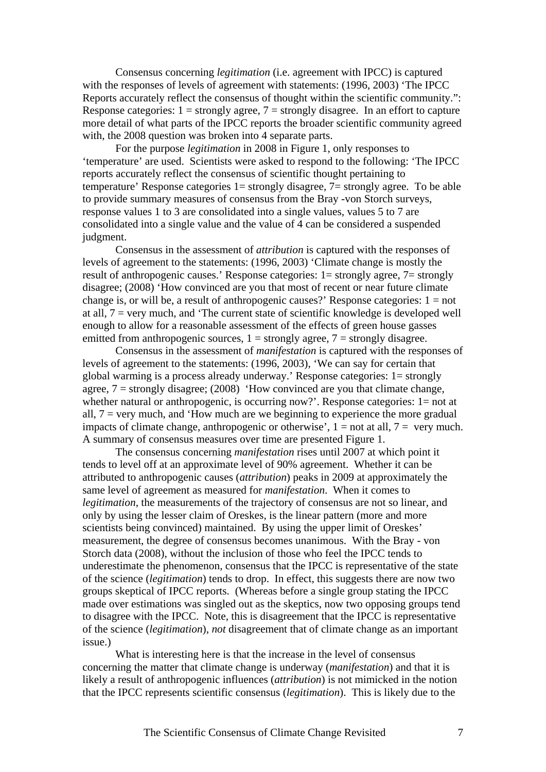Consensus concerning *legitimation* (i.e. agreement with IPCC) is captured with the responses of levels of agreement with statements: (1996, 2003) 'The IPCC Reports accurately reflect the consensus of thought within the scientific community.": Response categories: 1 = strongly agree, 7 = strongly disagree. In an effort to capture more detail of what parts of the IPCC reports the broader scientific community agreed with, the 2008 question was broken into 4 separate parts.

For the purpose *legitimation* in 2008 in Figure 1, only responses to 'temperature' are used. Scientists were asked to respond to the following: 'The IPCC reports accurately reflect the consensus of scientific thought pertaining to temperature' Response categories 1= strongly disagree, 7= strongly agree. To be able to provide summary measures of consensus from the Bray -von Storch surveys, response values 1 to 3 are consolidated into a single values, values 5 to 7 are consolidated into a single value and the value of 4 can be considered a suspended judgment.

Consensus in the assessment of *attribution* is captured with the responses of levels of agreement to the statements: (1996, 2003) 'Climate change is mostly the result of anthropogenic causes.' Response categories: 1= strongly agree, 7= strongly disagree; (2008) 'How convinced are you that most of recent or near future climate change is, or will be, a result of anthropogenic causes?' Response categories: 1 = not at all, 7 = very much, and 'The current state of scientific knowledge is developed well enough to allow for a reasonable assessment of the effects of green house gasses emitted from anthropogenic sources, 1 = strongly agree, 7 = strongly disagree.

Consensus in the assessment of *manifestation* is captured with the responses of levels of agreement to the statements: (1996, 2003), 'We can say for certain that global warming is a process already underway.' Response categories: 1= strongly agree, 7 = strongly disagree; (2008) 'How convinced are you that climate change, whether natural or anthropogenic, is occurring now?'. Response categories: 1= not at all, 7 = very much, and 'How much are we beginning to experience the more gradual impacts of climate change, anthropogenic or otherwise', 1 = not at all, 7 = very much. A summary of consensus measures over time are presented Figure 1.

The consensus concerning *manifestation* rises until 2007 at which point it tends to level off at an approximate level of 90% agreement. Whether it can be attributed to anthropogenic causes (*attribution*) peaks in 2009 at approximately the same level of agreement as measured for *manifestation*. When it comes to *legitimation*, the measurements of the trajectory of consensus are not so linear, and only by using the lesser claim of Oreskes, is the linear pattern (more and more scientists being convinced) maintained. By using the upper limit of Oreskes' measurement, the degree of consensus becomes unanimous. With the Bray - von Storch data (2008), without the inclusion of those who feel the IPCC tends to underestimate the phenomenon, consensus that the IPCC is representative of the state of the science (*legitimation*) tends to drop. In effect, this suggests there are now two groups skeptical of IPCC reports. (Whereas before a single group stating the IPCC made over estimations was singled out as the skeptics, now two opposing groups tend to disagree with the IPCC. Note, this is disagreement that the IPCC is representative of the science (*legitimation*), *not* disagreement that of climate change as an important issue.)

What is interesting here is that the increase in the level of consensus concerning the matter that climate change is underway (*manifestation*) and that it is likely a result of anthropogenic influences (*attribution*) is not mimicked in the notion that the IPCC represents scientific consensus (*legitimation*). This is likely due to the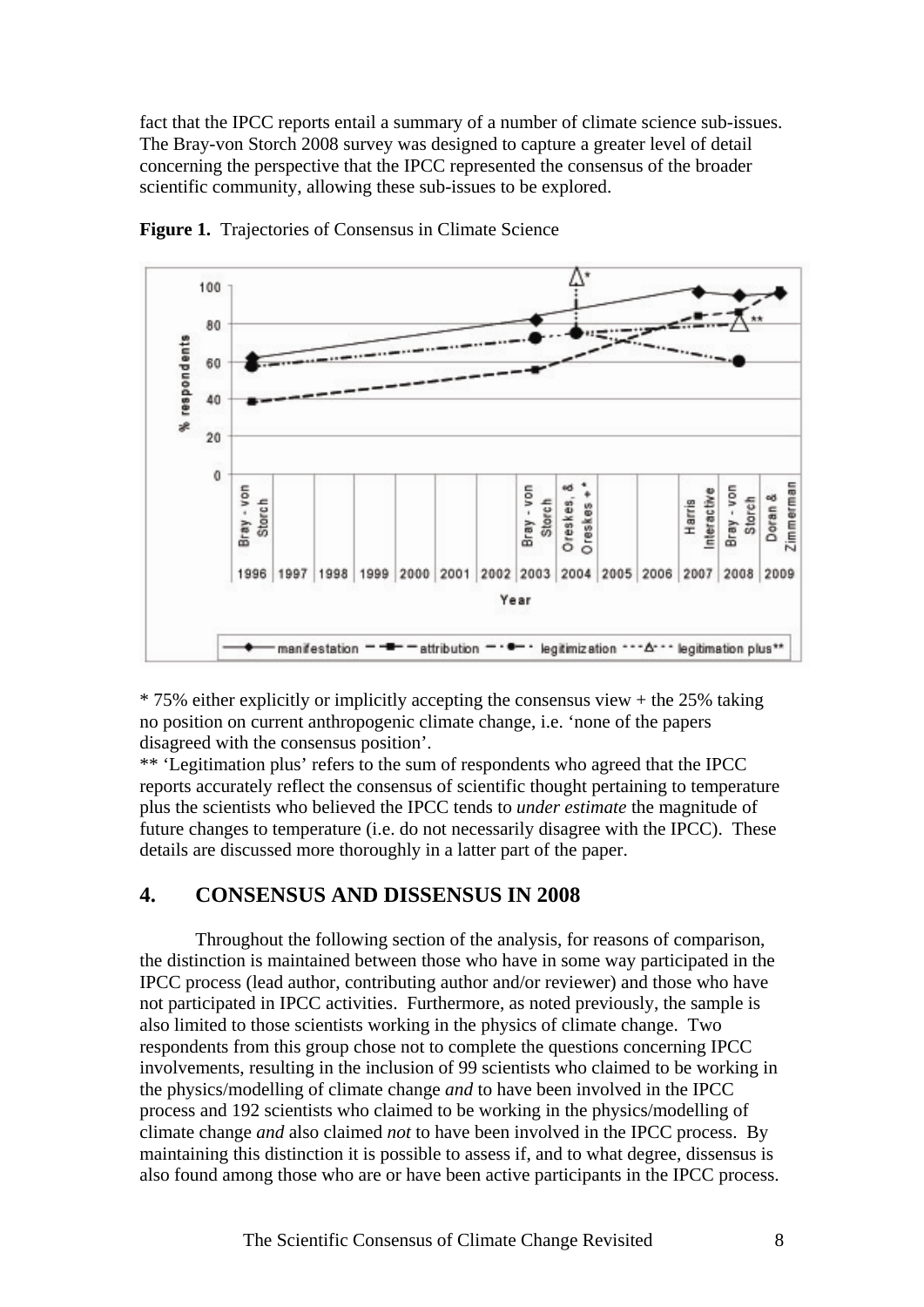fact that the IPCC reports entail a summary of a number of climate science sub-issues. The Bray-von Storch 2008 survey was designed to capture a greater level of detail concerning the perspective that the IPCC represented the consensus of the broader scientific community, allowing these sub-issues to be explored.

**Figure 1.** Trajectories of Consensus in Climate Science

\* 75% either explicitly or implicitly accepting the consensus view + the 25% taking no position on current anthropogenic climate change, i.e. 'none of the papers disagreed with the consensus position'.

\*\* 'Legitimation plus' refers to the sum of respondents who agreed that the IPCC reports accurately reflect the consensus of scientific thought pertaining to temperature plus the scientists who believed the IPCC tends to *under estimate* the magnitude of future changes to temperature (i.e. do not necessarily disagree with the IPCC). These details are discussed more thoroughly in a latter part of the paper.

## 4. CONSENSUS AND DISSENSUS IN 2008

Throughout the following section of the analysis, for reasons of comparison, the distinction is maintained between those who have in some way participated in the IPCC process (lead author, contributing author and/or reviewer) and those who have not participated in IPCC activities. Furthermore, as noted previously, the sample is also limited to those scientists working in the physics of climate change. Two respondents from this group chose not to complete the questions concerning IPCC involvements, resulting in the inclusion of 99 scientists who claimed to be working in the physics/modelling of climate change *and* to have been involved in the IPCC process and 192 scientists who claimed to be working in the physics/modelling of climate change *and* also claimed *not* to have been involved in the IPCC process. By maintaining this distinction it is possible to assess if, and to what degree, dissensus is also found among those who are or have been active participants in the IPCC process.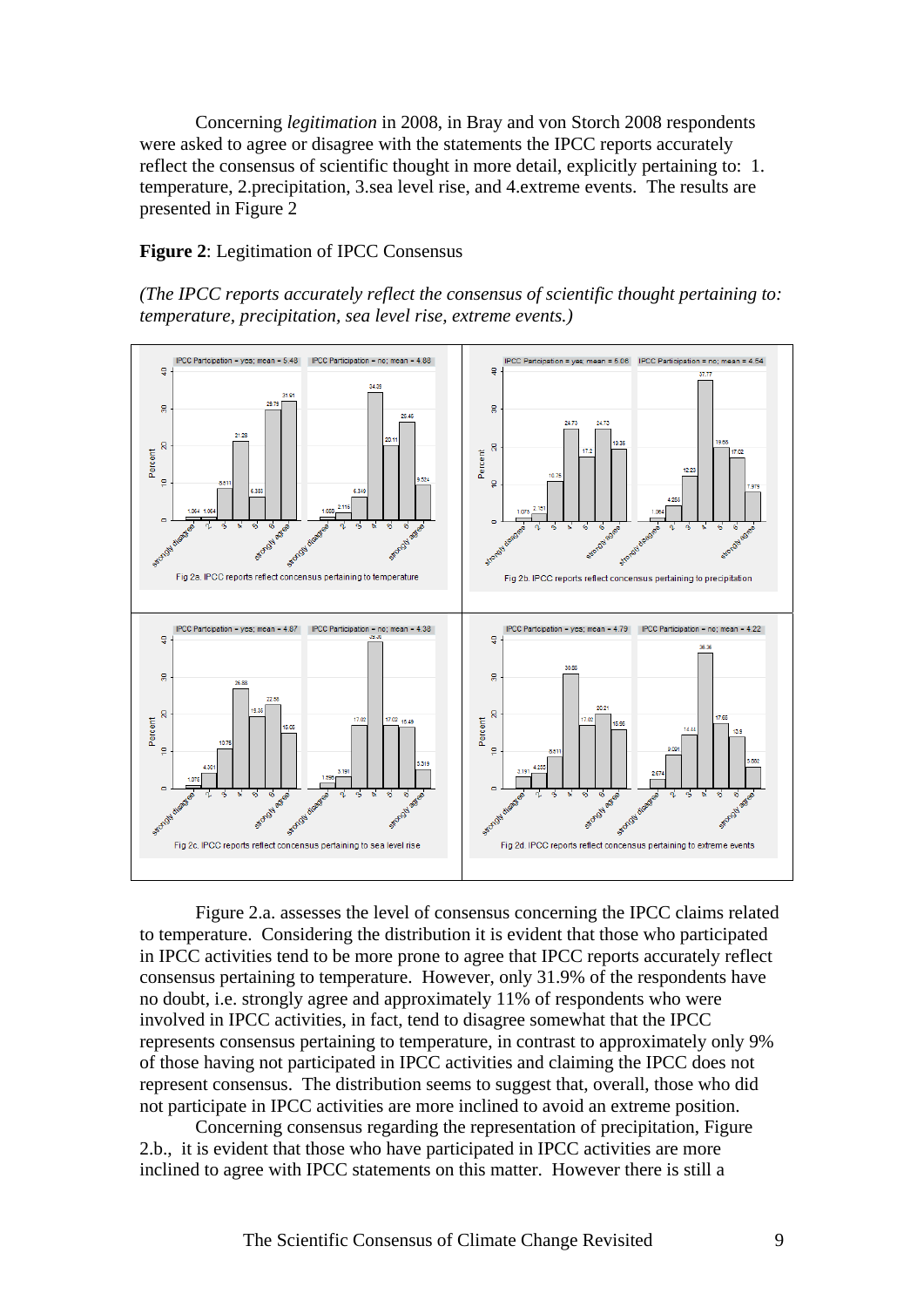Concerning *legitimation* in 2008, in Bray and von Storch 2008 respondents were asked to agree or disagree with the statements the IPCC reports accurately reflect the consensus of scientific thought in more detail, explicitly pertaining to: 1. temperature, 2.precipitation, 3.sea level rise, and 4.extreme events. The results are presented in Figure 2

**Figure 2**: Legitimation of IPCC Consensus

*(The IPCC reports accurately reflect the consensus of scientific thought pertaining to: temperature, precipitation, sea level rise, extreme events.)*

Fig 2a. IPCC reports reflect concensus pertaining to temperature

Fig 2b. IPCC reports reflect concensus pertaining to precipitation

Fig 2c. IPCC reports reflect concensus pertaining to sea level rise

Fig 2d. IPCC reports reflect concensus pertaining to extreme events

Figure 2.a. assesses the level of consensus concerning the IPCC claims related to temperature. Considering the distribution it is evident that those who participated in IPCC activities tend to be more prone to agree that IPCC reports accurately reflect consensus pertaining to temperature. However, only 31.9% of the respondents have no doubt, i.e. strongly agree and approximately 11% of respondents who were involved in IPCC activities, in fact, tend to disagree somewhat that the IPCC represents consensus pertaining to temperature, in contrast to approximately only 9% of those having not participated in IPCC activities and claiming the IPCC does not represent consensus. The distribution seems to suggest that, overall, those who did not participate in IPCC activities are more inclined to avoid an extreme position.

Concerning consensus regarding the representation of precipitation, Figure 2.b., it is evident that those who have participated in IPCC activities are more inclined to agree with IPCC statements on this matter. However there is still a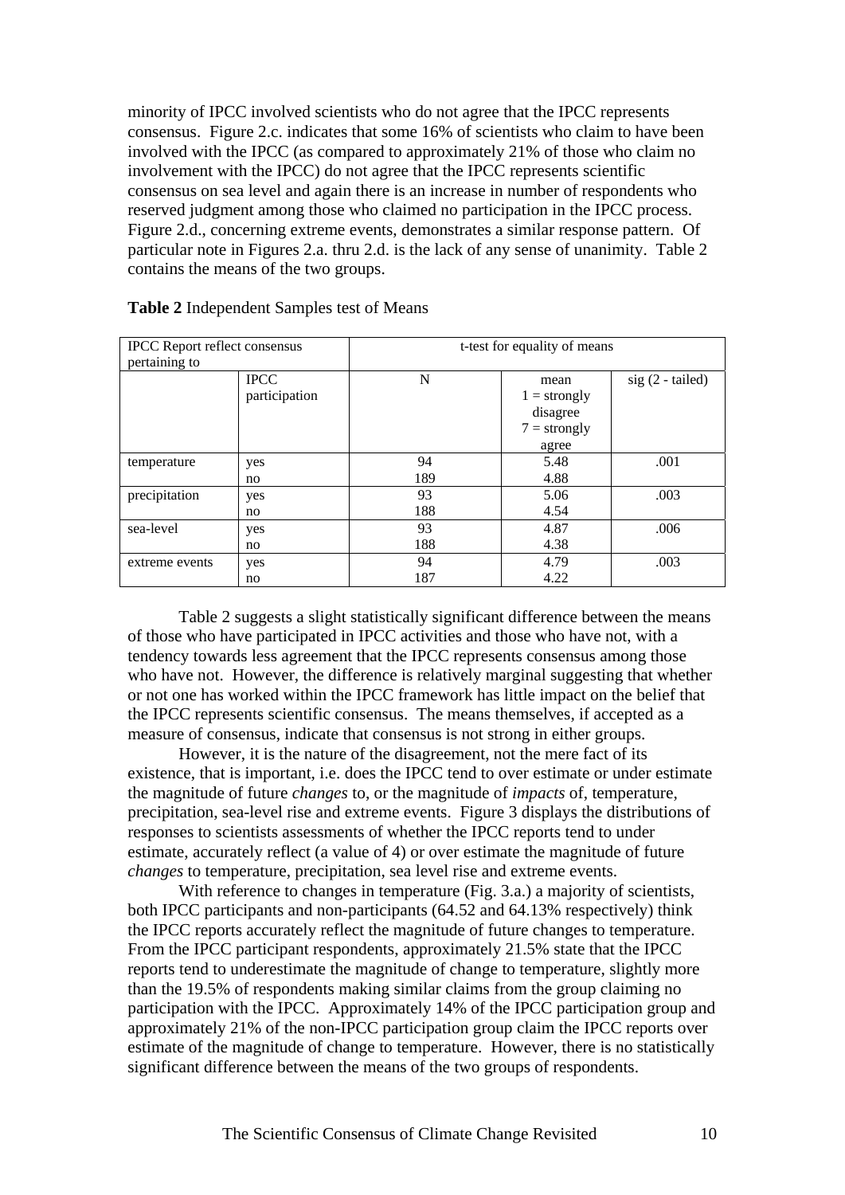minority of IPCC involved scientists who do not agree that the IPCC represents consensus. Figure 2.c. indicates that some 16% of scientists who claim to have been involved with the IPCC (as compared to approximately 21% of those who claim no involvement with the IPCC) do not agree that the IPCC represents scientific consensus on sea level and again there is an increase in number of respondents who reserved judgment among those who claimed no participation in the IPCC process. Figure 2.d., concerning extreme events, demonstrates a similar response pattern. Of particular note in Figures 2.a. thru 2.d. is the lack of any sense of unanimity. Table 2 contains the means of the two groups.

**Table 2** Independent Samples test of Means

| IPCC Report reflect consensus pertaining to | | t-test for equality of means | | |
|---|---|---|---|---|
| | IPCC participation | N | mean 1 = strongly disagree 7 = strongly agree | sig (2 - tailed) |
| temperature | yes | 94 | 5.48 | .001 |
| | no | 189 | 4.88 | |
| precipitation | yes | 93 | 5.06 | .003 |
| | no | 188 | 4.54 | |
| sea-level | yes | 93 | 4.87 | .006 |
| | no | 188 | 4.38 | |
| extreme events | yes | 94 | 4.79 | .003 |
| | no | 187 | 4.22 | |

Table 2 suggests a slight statistically significant difference between the means of those who have participated in IPCC activities and those who have not, with a tendency towards less agreement that the IPCC represents consensus among those who have not. However, the difference is relatively marginal suggesting that whether or not one has worked within the IPCC framework has little impact on the belief that the IPCC represents scientific consensus. The means themselves, if accepted as a measure of consensus, indicate that consensus is not strong in either groups.

However, it is the nature of the disagreement, not the mere fact of its existence, that is important, i.e. does the IPCC tend to over estimate or under estimate the magnitude of future *changes* to, or the magnitude of *impacts* of, temperature, precipitation, sea-level rise and extreme events. Figure 3 displays the distributions of responses to scientists assessments of whether the IPCC reports tend to under estimate, accurately reflect (a value of 4) or over estimate the magnitude of future *changes* to temperature, precipitation, sea level rise and extreme events.

With reference to changes in temperature (Fig. 3.a.) a majority of scientists, both IPCC participants and non-participants (64.52 and 64.13% respectively) think the IPCC reports accurately reflect the magnitude of future changes to temperature. From the IPCC participant respondents, approximately 21.5% state that the IPCC reports tend to underestimate the magnitude of change to temperature, slightly more than the 19.5% of respondents making similar claims from the group claiming no participation with the IPCC. Approximately 14% of the IPCC participation group and approximately 21% of the non-IPCC participation group claim the IPCC reports over estimate of the magnitude of change to temperature. However, there is no statistically significant difference between the means of the two groups of respondents.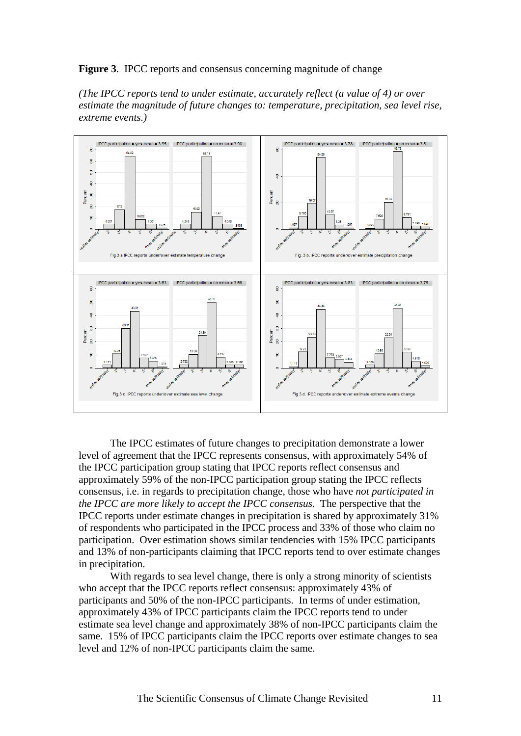**Figure 3**. IPCC reports and consensus concerning magnitude of change

*(The IPCC reports tend to under estimate, accurately reflect (a value of 4) or over estimate the magnitude of future changes to: temperature, precipitation, sea level rise, extreme events.)*

Fig 3.a IPCC reports under/over estimate temperature change

Fig. 3.b. IPCC reports under/over estimate precipitation change

Fig.3.c. IPCC reports under/over estimate sea level change

Fig 3.d. IPCC reports under/over estimate extreme events change

The IPCC estimates of future changes to precipitation demonstrate a lower level of agreement that the IPCC represents consensus, with approximately 54% of the IPCC participation group stating that IPCC reports reflect consensus and approximately 59% of the non-IPCC participation group stating the IPCC reflects consensus, i.e. in regards to precipitation change, those who have *not participated in the IPCC are more likely to accept the IPCC consensus.* The perspective that the IPCC reports under estimate changes in precipitation is shared by approximately 31% of respondents who participated in the IPCC process and 33% of those who claim no participation. Over estimation shows similar tendencies with 15% IPCC participants and 13% of non-participants claiming that IPCC reports tend to over estimate changes in precipitation.

With regards to sea level change, there is only a strong minority of scientists who accept that the IPCC reports reflect consensus: approximately 43% of participants and 50% of the non-IPCC participants. In terms of under estimation, approximately 43% of IPCC participants claim the IPCC reports tend to under estimate sea level change and approximately 38% of non-IPCC participants claim the same. 15% of IPCC participants claim the IPCC reports over estimate changes to sea level and 12% of non-IPCC participants claim the same.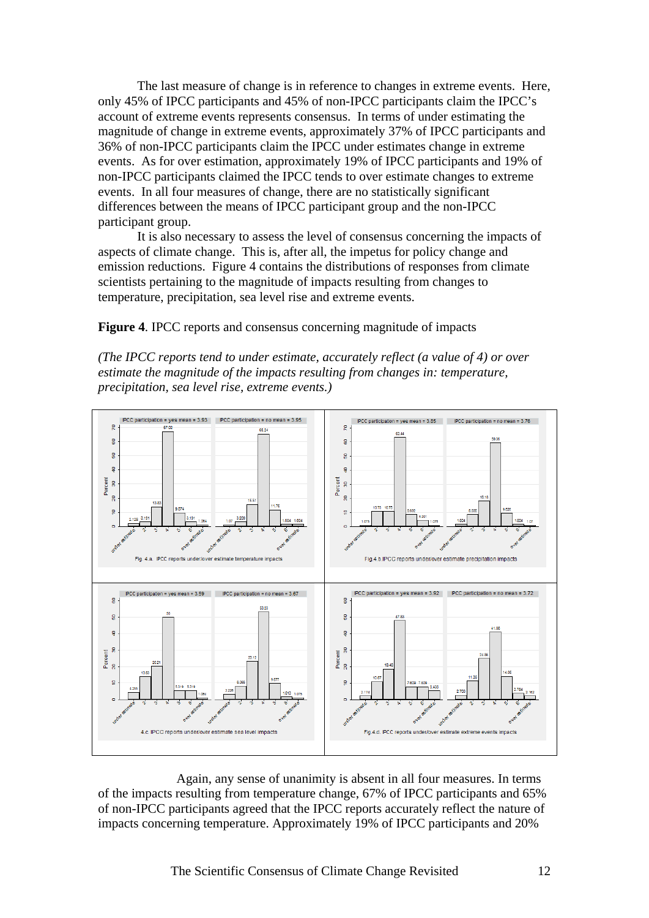The last measure of change is in reference to changes in extreme events. Here, only 45% of IPCC participants and 45% of non-IPCC participants claim the IPCC's account of extreme events represents consensus. In terms of under estimating the magnitude of change in extreme events, approximately 37% of IPCC participants and 36% of non-IPCC participants claim the IPCC under estimates change in extreme events. As for over estimation, approximately 19% of IPCC participants and 19% of non-IPCC participants claimed the IPCC tends to over estimate changes to extreme events. In all four measures of change, there are no statistically significant differences between the means of IPCC participant group and the non-IPCC participant group.

It is also necessary to assess the level of consensus concerning the impacts of aspects of climate change. This is, after all, the impetus for policy change and emission reductions. Figure 4 contains the distributions of responses from climate scientists pertaining to the magnitude of impacts resulting from changes to temperature, precipitation, sea level rise and extreme events.

**Figure 4**. IPCC reports and consensus concerning magnitude of impacts

*(The IPCC reports tend to under estimate, accurately reflect (a value of 4) or over estimate the magnitude of the impacts resulting from changes in: temperature, precipitation, sea level rise, extreme events.)*

Fig. 4.a. IPCC reports under/over estimate temperature impacts

Fig.4.b IPCC reports under/over estimate precipitation impacts

4.c IPCC reports under/over estimate sea level impacts

Fig.4.d. IPCC reports under/over estimate extreme events impacts

Again, any sense of unanimity is absent in all four measures. In terms of the impacts resulting from temperature change, 67% of IPCC participants and 65% of non-IPCC participants agreed that the IPCC reports accurately reflect the nature of impacts concerning temperature. Approximately 19% of IPCC participants and 20%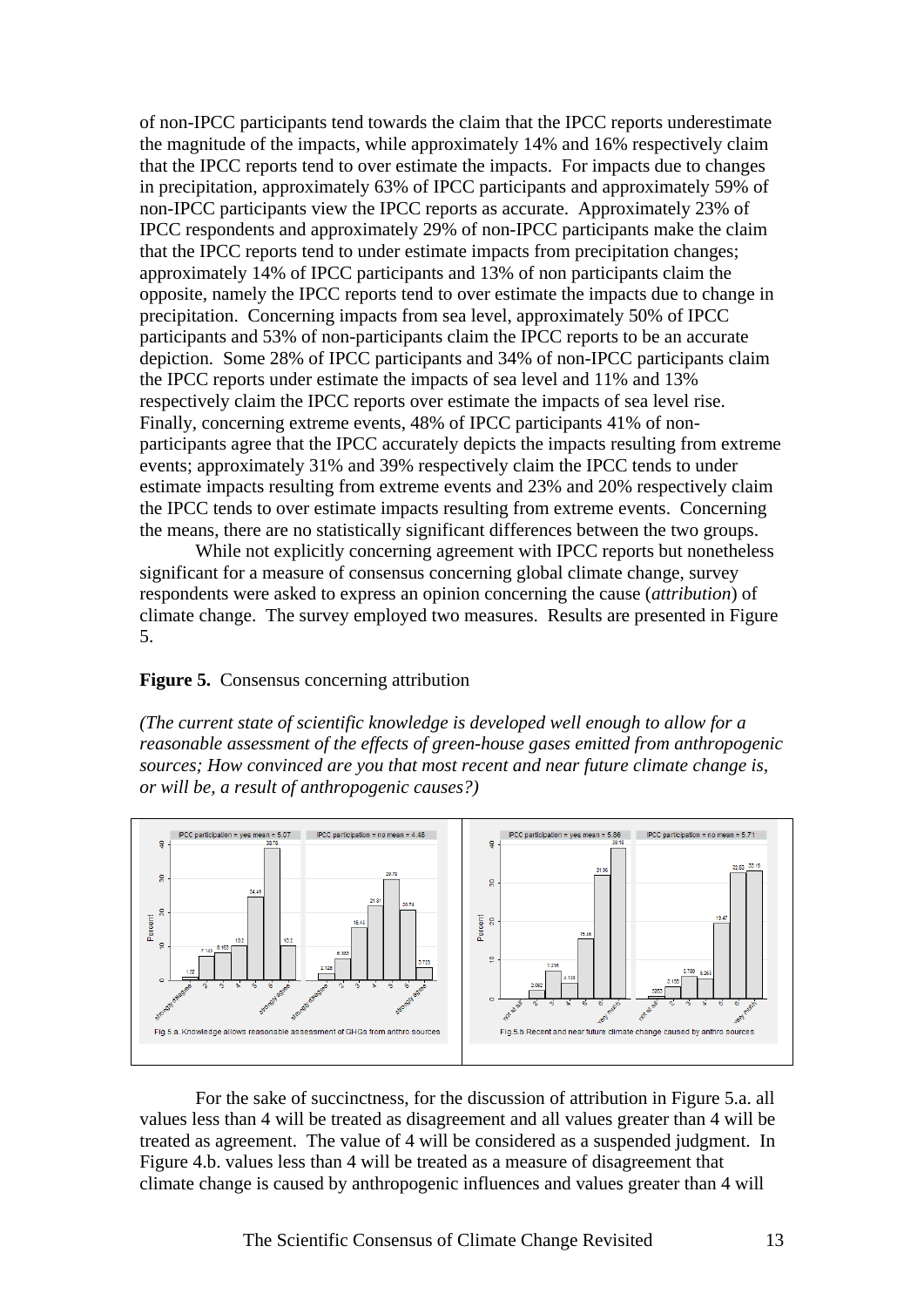of non-IPCC participants tend towards the claim that the IPCC reports underestimate the magnitude of the impacts, while approximately 14% and 16% respectively claim that the IPCC reports tend to over estimate the impacts. For impacts due to changes in precipitation, approximately 63% of IPCC participants and approximately 59% of non-IPCC participants view the IPCC reports as accurate. Approximately 23% of IPCC respondents and approximately 29% of non-IPCC participants make the claim that the IPCC reports tend to under estimate impacts from precipitation changes; approximately 14% of IPCC participants and 13% of non participants claim the opposite, namely the IPCC reports tend to over estimate the impacts due to change in precipitation. Concerning impacts from sea level, approximately 50% of IPCC participants and 53% of non-participants claim the IPCC reports to be an accurate depiction. Some 28% of IPCC participants and 34% of non-IPCC participants claim the IPCC reports under estimate the impacts of sea level and 11% and 13% respectively claim the IPCC reports over estimate the impacts of sea level rise. Finally, concerning extreme events, 48% of IPCC participants 41% of non-participants agree that the IPCC accurately depicts the impacts resulting from extreme events; approximately 31% and 39% respectively claim the IPCC tends to under estimate impacts resulting from extreme events and 23% and 20% respectively claim the IPCC tends to over estimate impacts resulting from extreme events. Concerning the means, there are no statistically significant differences between the two groups.

While not explicitly concerning agreement with IPCC reports but nonetheless significant for a measure of consensus concerning global climate change, survey respondents were asked to express an opinion concerning the cause (*attribution*) of climate change. The survey employed two measures. Results are presented in Figure 5.

**Figure 5.** Consensus concerning attribution

*(The current state of scientific knowledge is developed well enough to allow for a reasonable assessment of the effects of green-house gases emitted from anthropogenic sources; How convinced are you that most recent and near future climate change is, or will be, a result of anthropogenic causes?)*

Fig 5.a. Knowledge allows reasonable assessment of GHGs from anthro sources

Fig 5.b. Recent and near future climate change caused by anthro sources

For the sake of succinctness, for the discussion of attribution in Figure 5.a. all values less than 4 will be treated as disagreement and all values greater than 4 will be treated as agreement. The value of 4 will be considered as a suspended judgment. In Figure 4.b. values less than 4 will be treated as a measure of disagreement that climate change is caused by anthropogenic influences and values greater than 4 will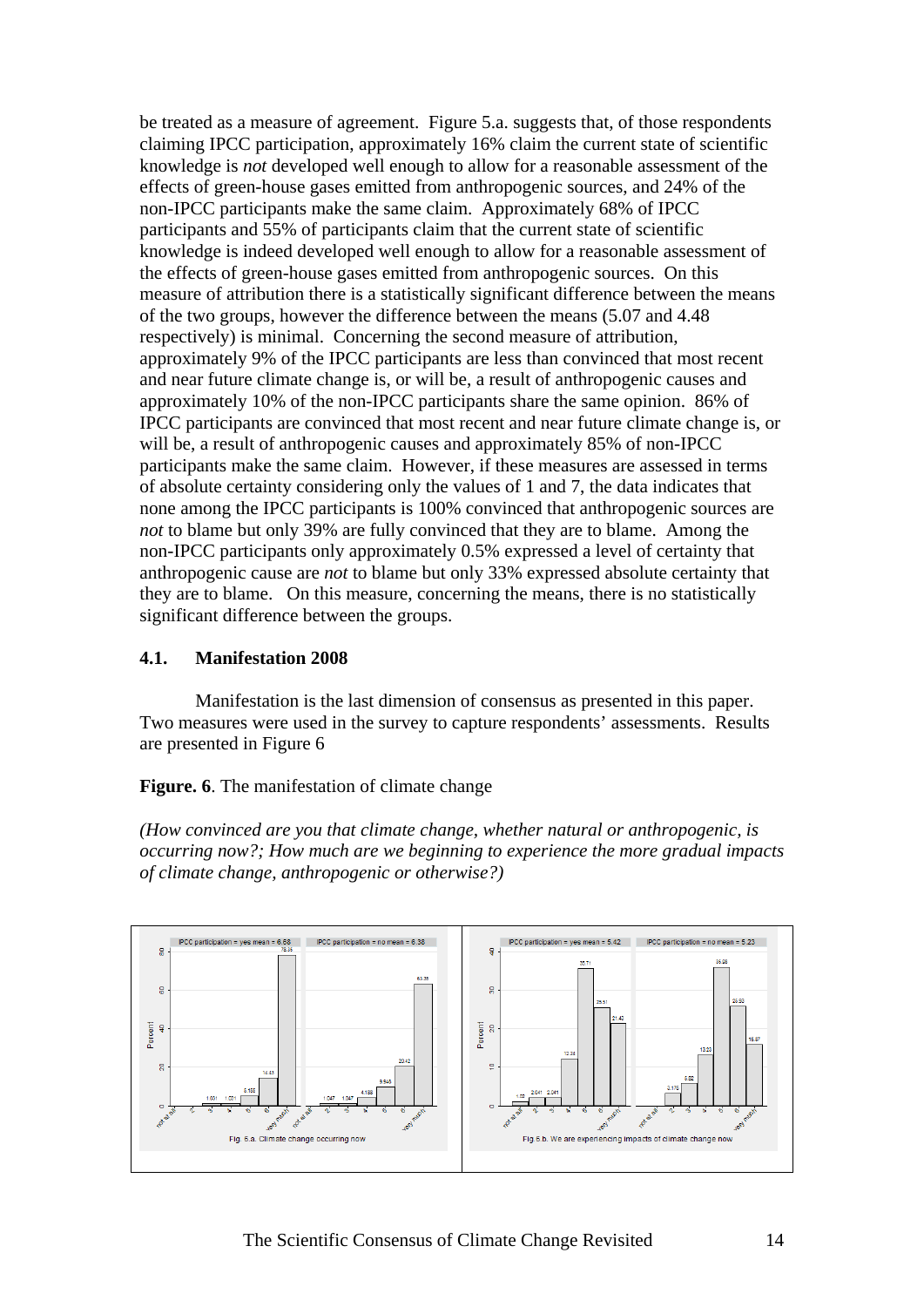be treated as a measure of agreement. Figure 5.a. suggests that, of those respondents claiming IPCC participation, approximately 16% claim the current state of scientific knowledge is *not* developed well enough to allow for a reasonable assessment of the effects of green-house gases emitted from anthropogenic sources, and 24% of the non-IPCC participants make the same claim. Approximately 68% of IPCC participants and 55% of participants claim that the current state of scientific knowledge is indeed developed well enough to allow for a reasonable assessment of the effects of green-house gases emitted from anthropogenic sources. On this measure of attribution there is a statistically significant difference between the means of the two groups, however the difference between the means (5.07 and 4.48 respectively) is minimal. Concerning the second measure of attribution, approximately 9% of the IPCC participants are less than convinced that most recent and near future climate change is, or will be, a result of anthropogenic causes and approximately 10% of the non-IPCC participants share the same opinion. 86% of IPCC participants are convinced that most recent and near future climate change is, or will be, a result of anthropogenic causes and approximately 85% of non-IPCC participants make the same claim. However, if these measures are assessed in terms of absolute certainty considering only the values of 1 and 7, the data indicates that none among the IPCC participants is 100% convinced that anthropogenic sources are *not* to blame but only 39% are fully convinced that they are to blame. Among the non-IPCC participants only approximately 0.5% expressed a level of certainty that anthropogenic cause are *not* to blame but only 33% expressed absolute certainty that they are to blame. On this measure, concerning the means, there is no statistically significant difference between the groups.

### 4.1. Manifestation 2008

Manifestation is the last dimension of consensus as presented in this paper. Two measures were used in the survey to capture respondents' assessments. Results are presented in Figure 6

**Figure. 6**. The manifestation of climate change

*(How convinced are you that climate change, whether natural or anthropogenic, is occurring now?; How much are we beginning to experience the more gradual impacts of climate change, anthropogenic or otherwise?)*

Fig. 6.a. Climate change occurring now

Fig. 6.b. We are experiencing impacts of climate change now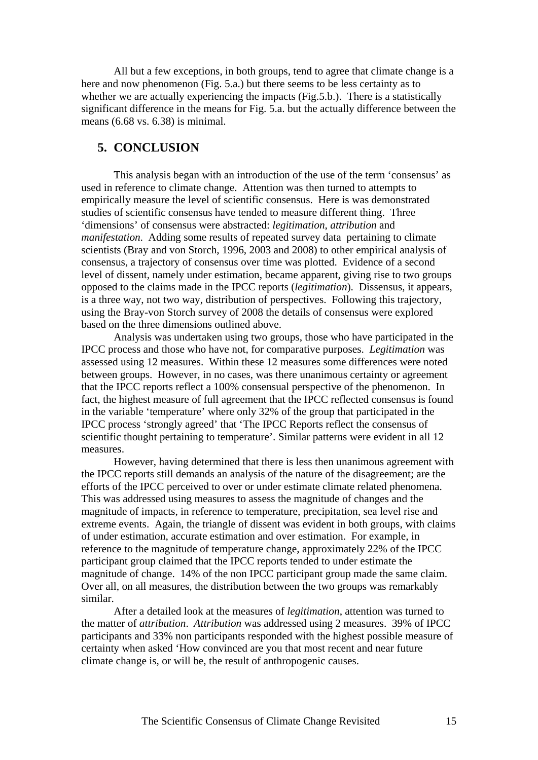All but a few exceptions, in both groups, tend to agree that climate change is a here and now phenomenon (Fig. 5.a.) but there seems to be less certainty as to whether we are actually experiencing the impacts (Fig.5.b.). There is a statistically significant difference in the means for Fig. 5.a. but the actually difference between the means (6.68 vs. 6.38) is minimal.

## 5. CONCLUSION

This analysis began with an introduction of the use of the term 'consensus' as used in reference to climate change. Attention was then turned to attempts to empirically measure the level of scientific consensus. Here is was demonstrated studies of scientific consensus have tended to measure different thing. Three 'dimensions' of consensus were abstracted: *legitimation*, *attribution* and *manifestation*. Adding some results of repeated survey data pertaining to climate scientists (Bray and von Storch, 1996, 2003 and 2008) to other empirical analysis of consensus, a trajectory of consensus over time was plotted. Evidence of a second level of dissent, namely under estimation, became apparent, giving rise to two groups opposed to the claims made in the IPCC reports (*legitimation*). Dissensus, it appears, is a three way, not two way, distribution of perspectives. Following this trajectory, using the Bray-von Storch survey of 2008 the details of consensus were explored based on the three dimensions outlined above.

Analysis was undertaken using two groups, those who have participated in the IPCC process and those who have not, for comparative purposes. *Legitimation* was assessed using 12 measures. Within these 12 measures some differences were noted between groups. However, in no cases, was there unanimous certainty or agreement that the IPCC reports reflect a 100% consensual perspective of the phenomenon. In fact, the highest measure of full agreement that the IPCC reflected consensus is found in the variable 'temperature' where only 32% of the group that participated in the IPCC process 'strongly agreed' that 'The IPCC Reports reflect the consensus of scientific thought pertaining to temperature'. Similar patterns were evident in all 12 measures.

However, having determined that there is less then unanimous agreement with the IPCC reports still demands an analysis of the nature of the disagreement; are the efforts of the IPCC perceived to over or under estimate climate related phenomena. This was addressed using measures to assess the magnitude of changes and the magnitude of impacts, in reference to temperature, precipitation, sea level rise and extreme events. Again, the triangle of dissent was evident in both groups, with claims of under estimation, accurate estimation and over estimation. For example, in reference to the magnitude of temperature change, approximately 22% of the IPCC participant group claimed that the IPCC reports tended to under estimate the magnitude of change. 14% of the non IPCC participant group made the same claim. Over all, on all measures, the distribution between the two groups was remarkably similar.

After a detailed look at the measures of *legitimation*, attention was turned to the matter of *attribution*. *Attribution* was addressed using 2 measures. 39% of IPCC participants and 33% non participants responded with the highest possible measure of certainty when asked 'How convinced are you that most recent and near future climate change is, or will be, the result of anthropogenic causes.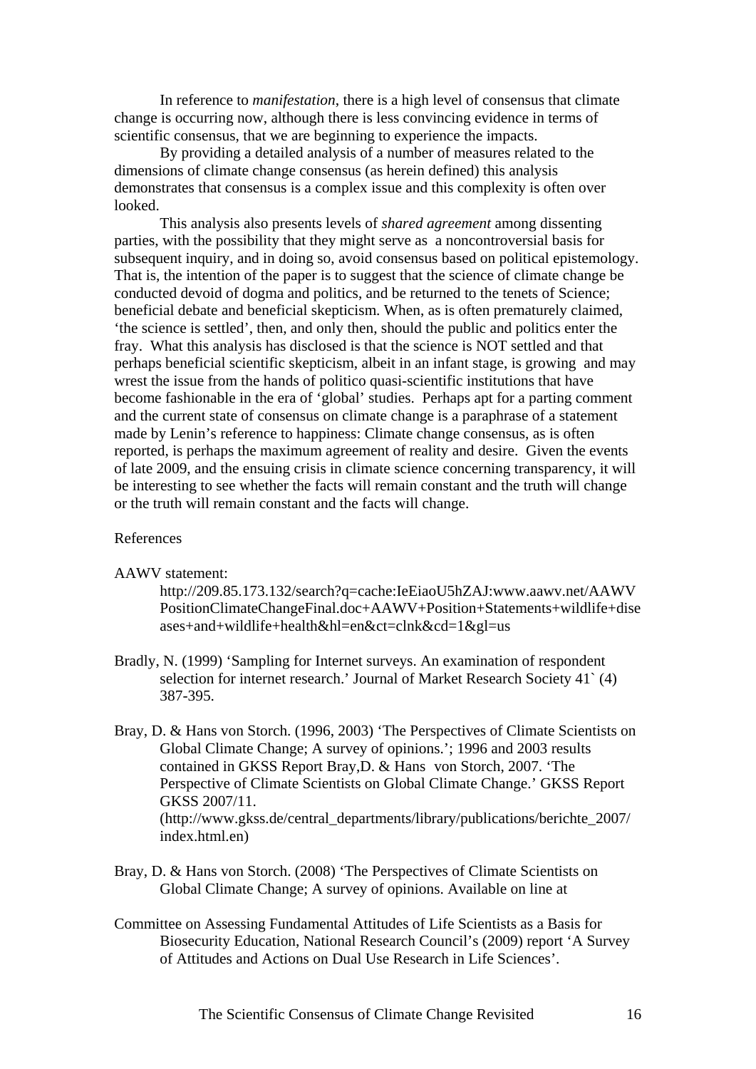In reference to *manifestation*, there is a high level of consensus that climate change is occurring now, although there is less convincing evidence in terms of scientific consensus, that we are beginning to experience the impacts.

By providing a detailed analysis of a number of measures related to the dimensions of climate change consensus (as herein defined) this analysis demonstrates that consensus is a complex issue and this complexity is often over looked.

This analysis also presents levels of *shared agreement* among dissenting parties, with the possibility that they might serve as a noncontroversial basis for subsequent inquiry, and in doing so, avoid consensus based on political epistemology. That is, the intention of the paper is to suggest that the science of climate change be conducted devoid of dogma and politics, and be returned to the tenets of Science; beneficial debate and beneficial skepticism. When, as is often prematurely claimed, 'the science is settled', then, and only then, should the public and politics enter the fray. What this analysis has disclosed is that the science is NOT settled and that perhaps beneficial scientific skepticism, albeit in an infant stage, is growing and may wrest the issue from the hands of politico quasi-scientific institutions that have become fashionable in the era of 'global' studies. Perhaps apt for a parting comment and the current state of consensus on climate change is a paraphrase of a statement made by Lenin's reference to happiness: Climate change consensus, as is often reported, is perhaps the maximum agreement of reality and desire. Given the events of late 2009, and the ensuing crisis in climate science concerning transparency, it will be interesting to see whether the facts will remain constant and the truth will change or the truth will remain constant and the facts will change.

References

AAWV statement:
http://209.85.173.132/search?q=cache:IeEiaoU5hZAJ:www.aawv.net/AAWVPositionClimateChangeFinal.doc+AAWV+Position+Statements+wildlife+diseases+and+wildlife+health&hl=en&ct=clnk&cd=1&gl=us

Bradly, N. (1999) 'Sampling for Internet surveys. An examination of respondent selection for internet research.' Journal of Market Research Society 41` (4) 387-395.

Bray, D. & Hans von Storch. (1996, 2003) 'The Perspectives of Climate Scientists on Global Climate Change; A survey of opinions.'; 1996 and 2003 results contained in GKSS Report Bray,D. & Hans von Storch, 2007. 'The Perspective of Climate Scientists on Global Climate Change.' GKSS Report GKSS 2007/11. (http://www.gkss.de/central_departments/library/publications/berichte_2007/index.html.en)

Bray, D. & Hans von Storch. (2008) 'The Perspectives of Climate Scientists on Global Climate Change; A survey of opinions. Available on line at

Committee on Assessing Fundamental Attitudes of Life Scientists as a Basis for Biosecurity Education, National Research Council's (2009) report 'A Survey of Attitudes and Actions on Dual Use Research in Life Sciences'.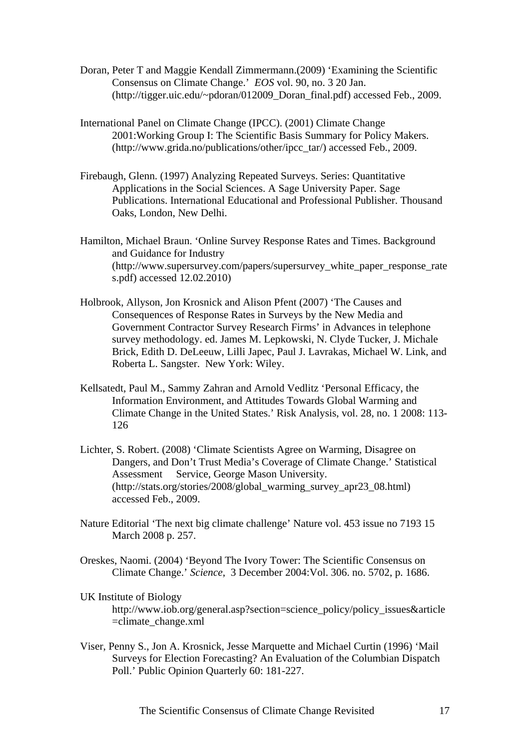Doran, Peter T and Maggie Kendall Zimmermann.(2009) 'Examining the Scientific Consensus on Climate Change.' *EOS* vol. 90, no. 3 20 Jan. (http://tigger.uic.edu/~pdoran/012009_Doran_final.pdf) accessed Feb., 2009.

International Panel on Climate Change (IPCC). (2001) Climate Change 2001:Working Group I: The Scientific Basis Summary for Policy Makers. (http://www.grida.no/publications/other/ipcc_tar/) accessed Feb., 2009.

Firebaugh, Glenn. (1997) Analyzing Repeated Surveys. Series: Quantitative Applications in the Social Sciences. A Sage University Paper. Sage Publications. International Educational and Professional Publisher. Thousand Oaks, London, New Delhi.

Hamilton, Michael Braun. 'Online Survey Response Rates and Times. Background and Guidance for Industry (http://www.supersurvey.com/papers/supersurvey_white_paper_response_rates.pdf) accessed 12.02.2010)

Holbrook, Allyson, Jon Krosnick and Alison Pfent (2007) 'The Causes and Consequences of Response Rates in Surveys by the New Media and Government Contractor Survey Research Firms' in Advances in telephone survey methodology. ed. James M. Lepkowski, N. Clyde Tucker, J. Michale Brick, Edith D. DeLeeuw, Lilli Japec, Paul J. Lavrakas, Michael W. Link, and Roberta L. Sangster. New York: Wiley.

Kellsatedt, Paul M., Sammy Zahran and Arnold Vedlitz 'Personal Efficacy, the Information Environment, and Attitudes Towards Global Warming and Climate Change in the United States.' Risk Analysis, vol. 28, no. 1 2008: 113-126

Lichter, S. Robert. (2008) 'Climate Scientists Agree on Warming, Disagree on Dangers, and Don't Trust Media's Coverage of Climate Change.' Statistical Assessment Service, George Mason University. (http://stats.org/stories/2008/global_warming_survey_apr23_08.html) accessed Feb., 2009.

Nature Editorial 'The next big climate challenge' Nature vol. 453 issue no 7193 15 March 2008 p. 257.

Oreskes, Naomi. (2004) 'Beyond The Ivory Tower: The Scientific Consensus on Climate Change.' *Science*, 3 December 2004:Vol. 306. no. 5702, p. 1686.

UK Institute of Biology http://www.iob.org/general.asp?section=science_policy/policy_issues&article=climate_change.xml

Viser, Penny S., Jon A. Krosnick, Jesse Marquette and Michael Curtin (1996) 'Mail Surveys for Election Forecasting? An Evaluation of the Columbian Dispatch Poll.' Public Opinion Quarterly 60: 181-227.